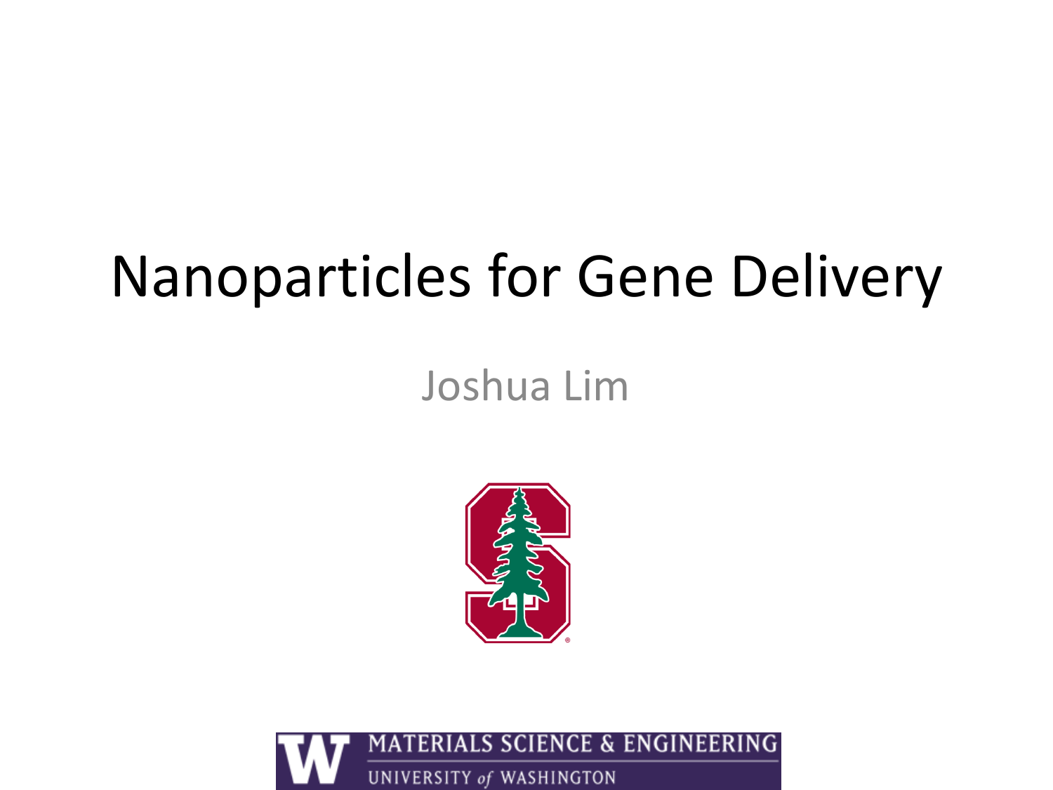# Nanoparticles for Gene Delivery

Joshua Lim

MATERIALS SCIENCE & ENGINEERING

UNIVERSITY *of* WASHINGTON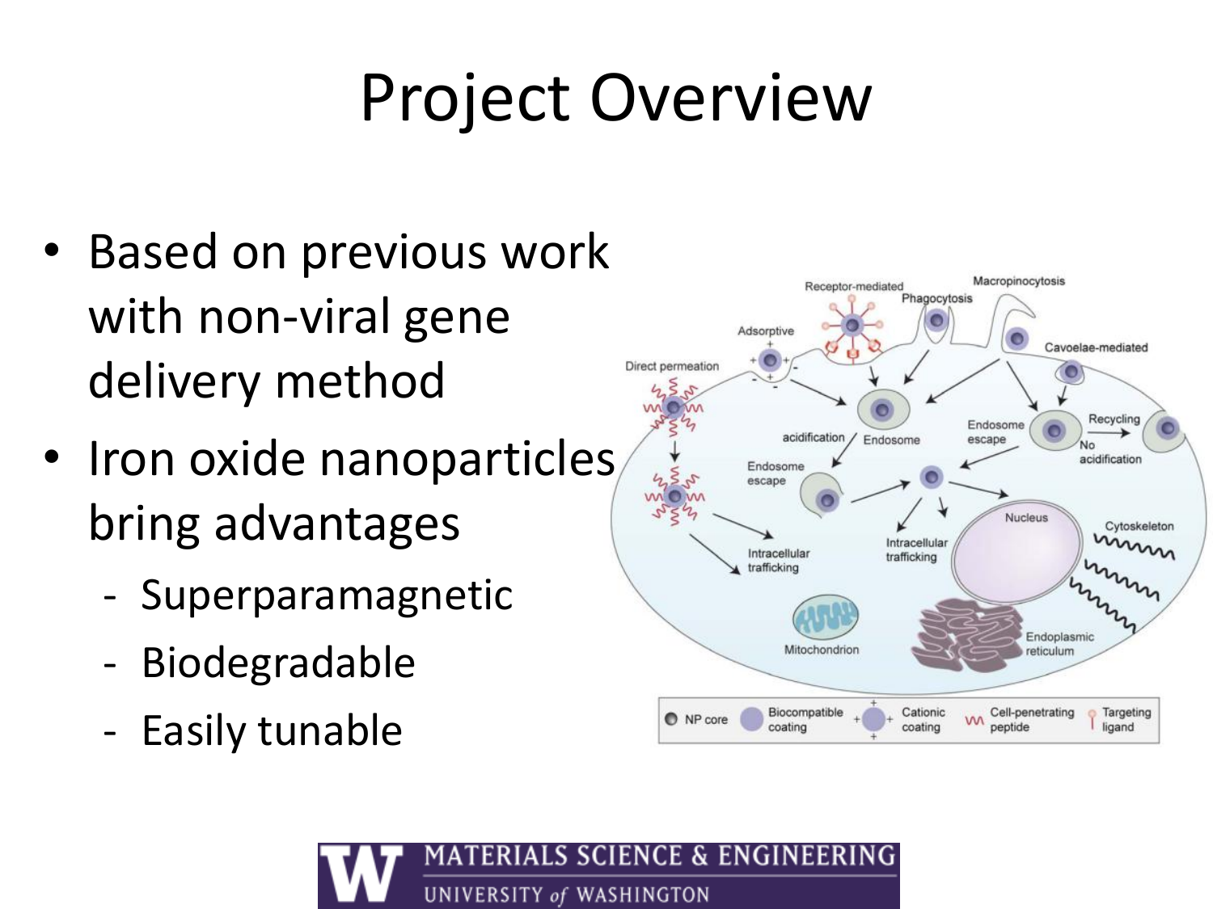# Project Overview

- Based on previous work with non-viral gene delivery method
- Iron oxide nanoparticles bring advantages
  - Superparamagnetic
  - Biodegradable
  - Easily tunable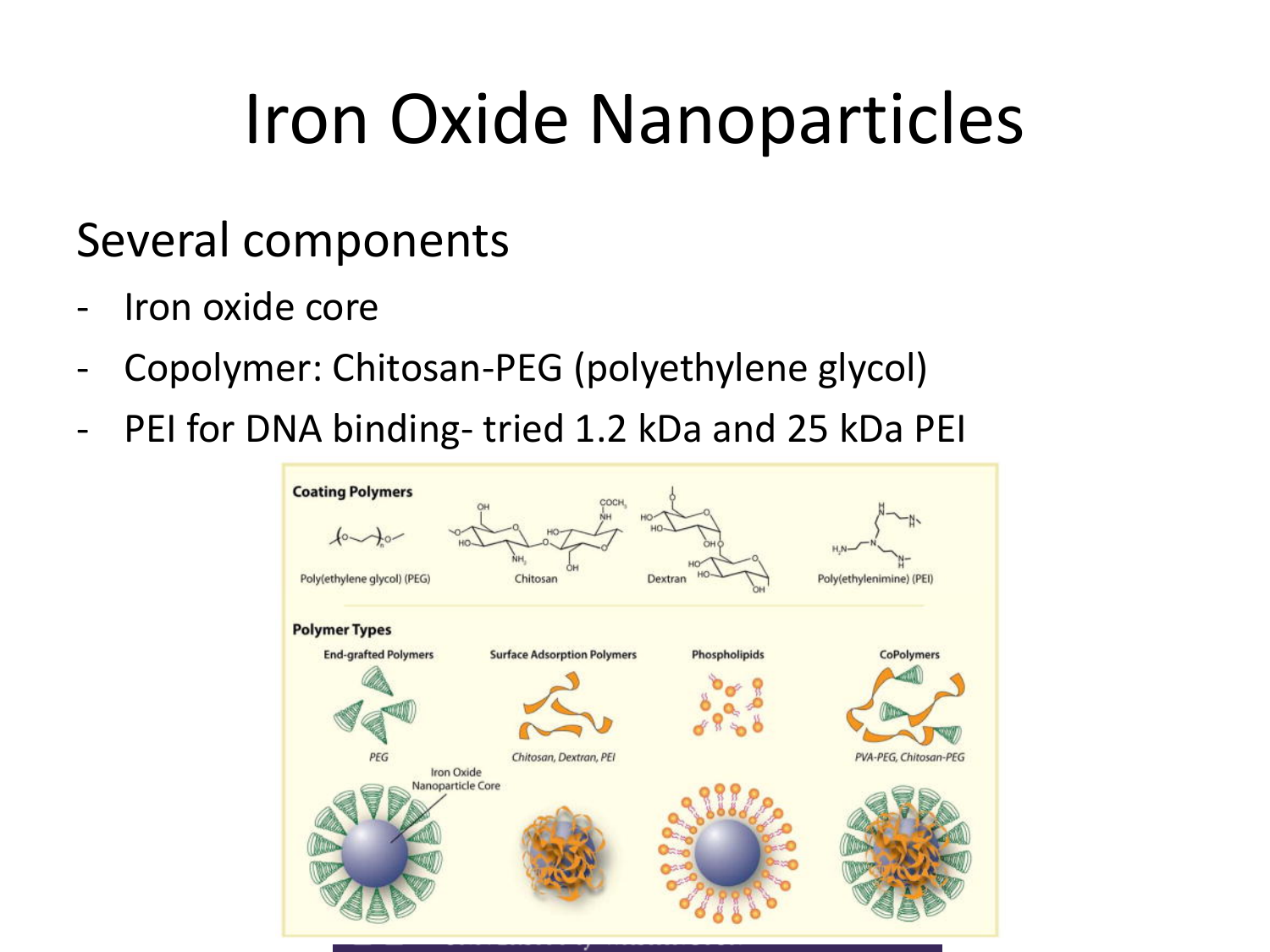# Iron Oxide Nanoparticles

Several components

- Iron oxide core
- Copolymer: Chitosan-PEG (polyethylene glycol)
- PEI for DNA binding- tried 1.2 kDa and 25 kDa PEI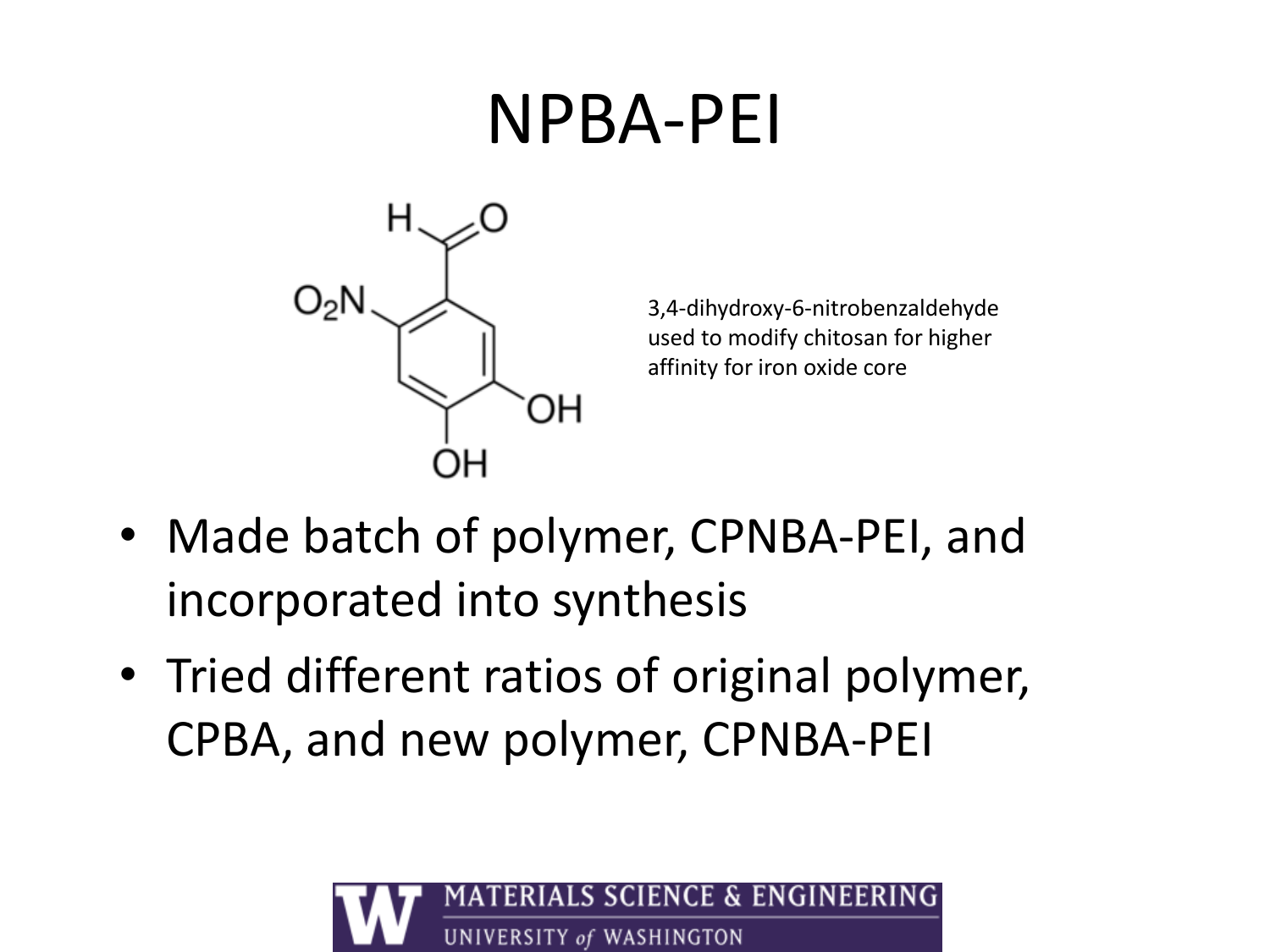# NPBA-PEI

3,4-dihydroxy-6-nitrobenzaldehyde used to modify chitosan for higher affinity for iron oxide core

- Made batch of polymer, CPNBA-PEI, and incorporated into synthesis
- Tried different ratios of original polymer, CPBA, and new polymer, CPNBA-PEI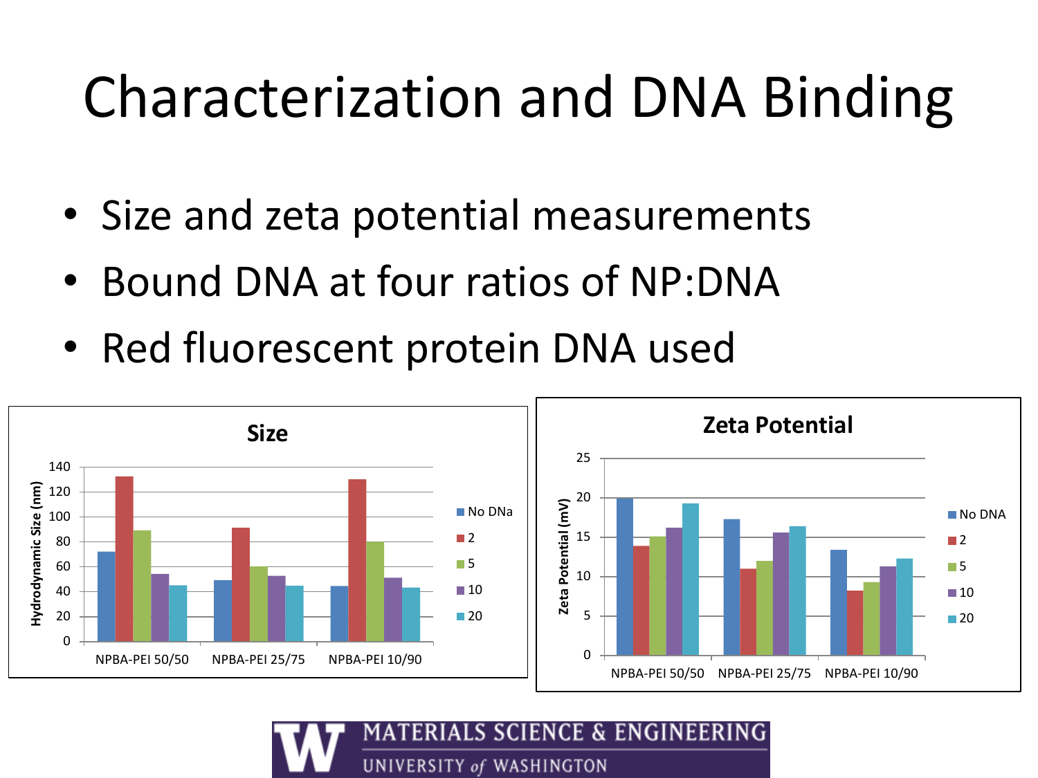# Characterization and DNA Binding

- Size and zeta potential measurements
- Bound DNA at four ratios of NP:DNA
- Red fluorescent protein DNA used

**Size**

Hydrodynamic Size (nm)

| | No DNa | 2 | 5 | 10 | 20 |
|---|---|---|---|---|---|
| NPBA-PEI 50/50 | 72 | 132 | 89 | 54 | 45 |
| NPBA-PEI 25/75 | 49 | 91 | 60 | 52 | 45 |
| NPBA-PEI 10/90 | 44 | 130 | 80 | 51 | 43 |

**Zeta Potential**

Zeta Potential (mV)

| | No DNA | 2 | 5 | 10 | 20 |
|---|---|---|---|---|---|
| NPBA-PEI 50/50 | 20 | 13.9 | 15.1 | 16.2 | 19.3 |
| NPBA-PEI 25/75 | 17.3 | 11 | 12 | 15.6 | 16.4 |
| NPBA-PEI 10/90 | 13.4 | 8.2 | 9.3 | 11.3 | 12.3 |

MATERIALS SCIENCE & ENGINEERING
UNIVERSITY *of* WASHINGTON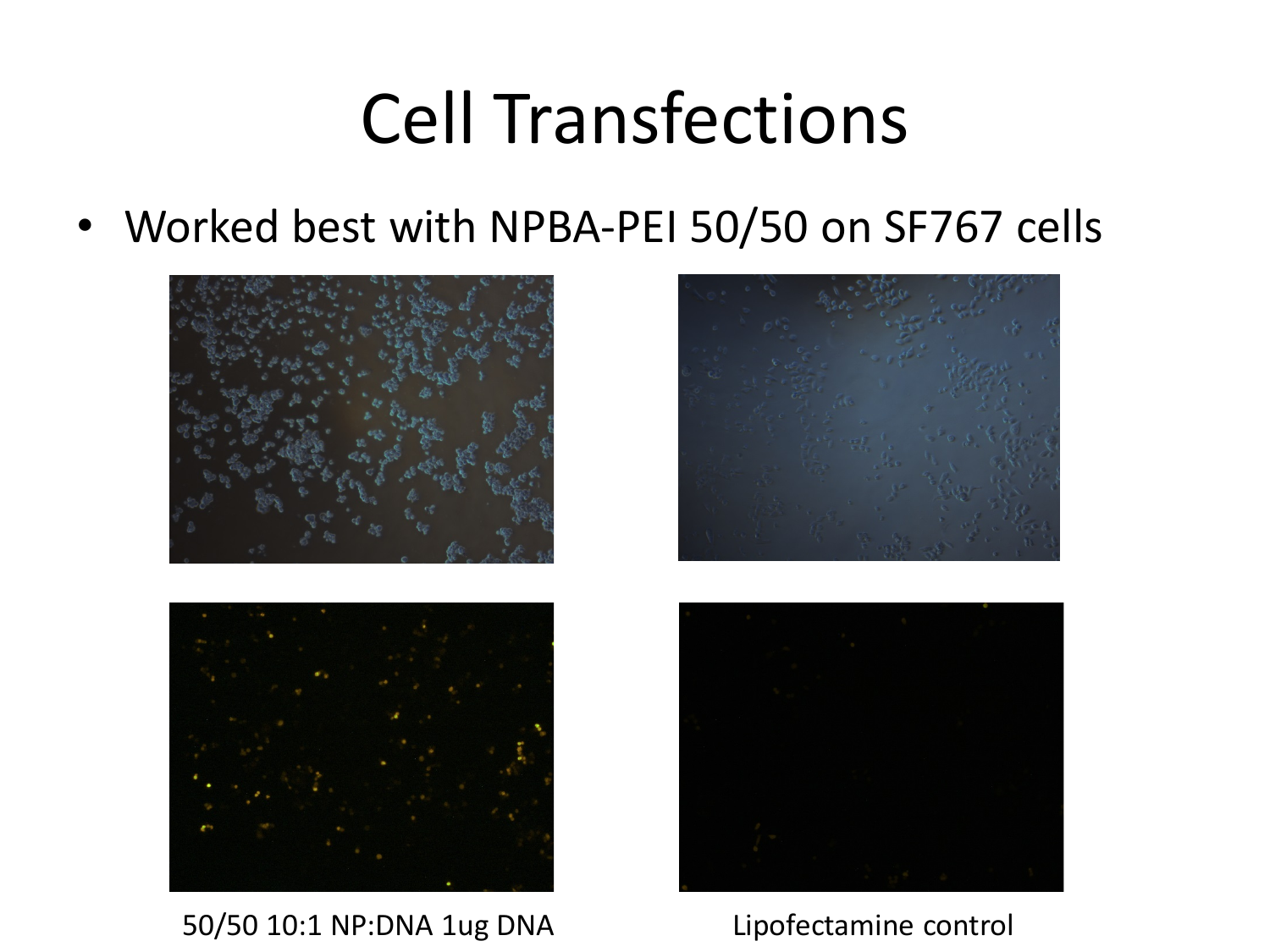# Cell Transfections

- Worked best with NPBA-PEI 50/50 on SF767 cells

50/50 10:1 NP:DNA 1ug DNA

Lipofectamine control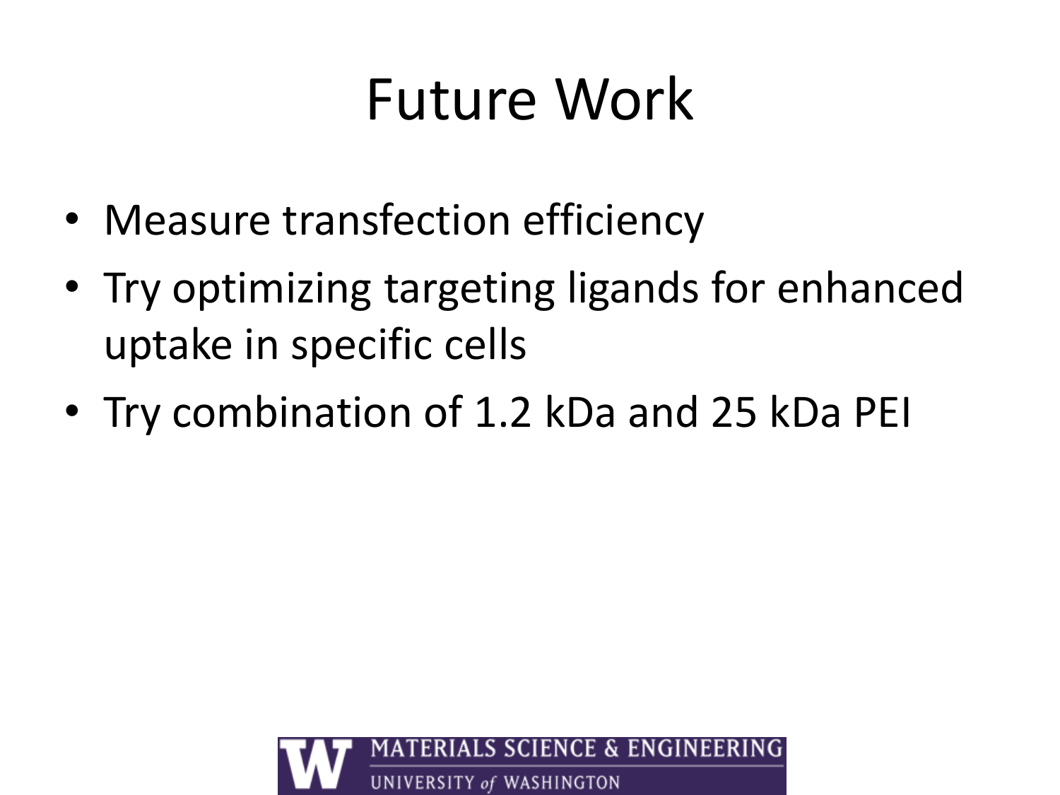# Future Work

- Measure transfection efficiency
- Try optimizing targeting ligands for enhanced uptake in specific cells
- Try combination of 1.2 kDa and 25 kDa PEI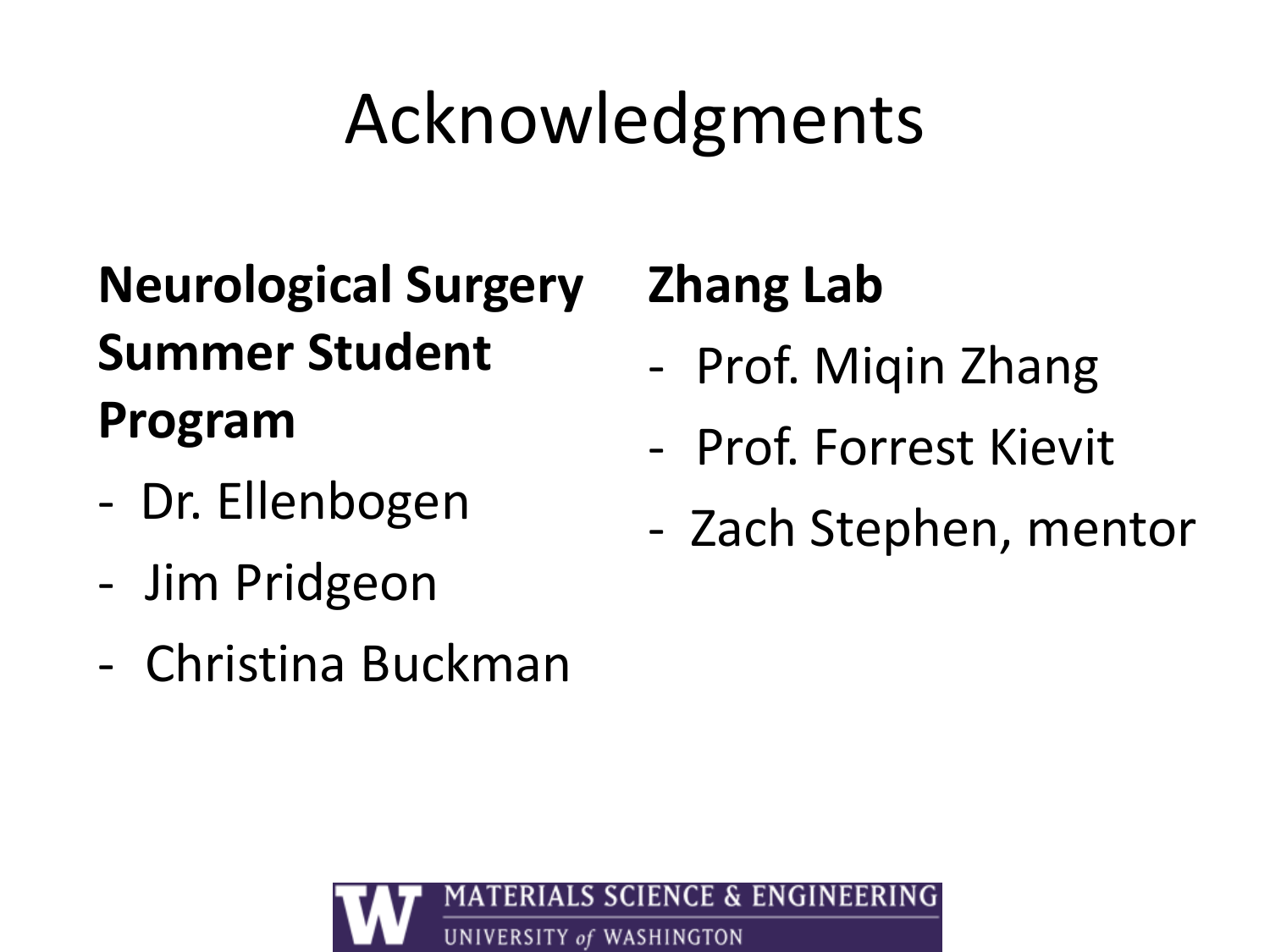# Acknowledgments

**Neurological Surgery Summer Student Program**

- Dr. Ellenbogen
- Jim Pridgeon
- Christina Buckman

**Zhang Lab**

- Prof. Miqin Zhang
- Prof. Forrest Kievit
- Zach Stephen, mentor

MATERIALS SCIENCE & ENGINEERING
UNIVERSITY of WASHINGTON